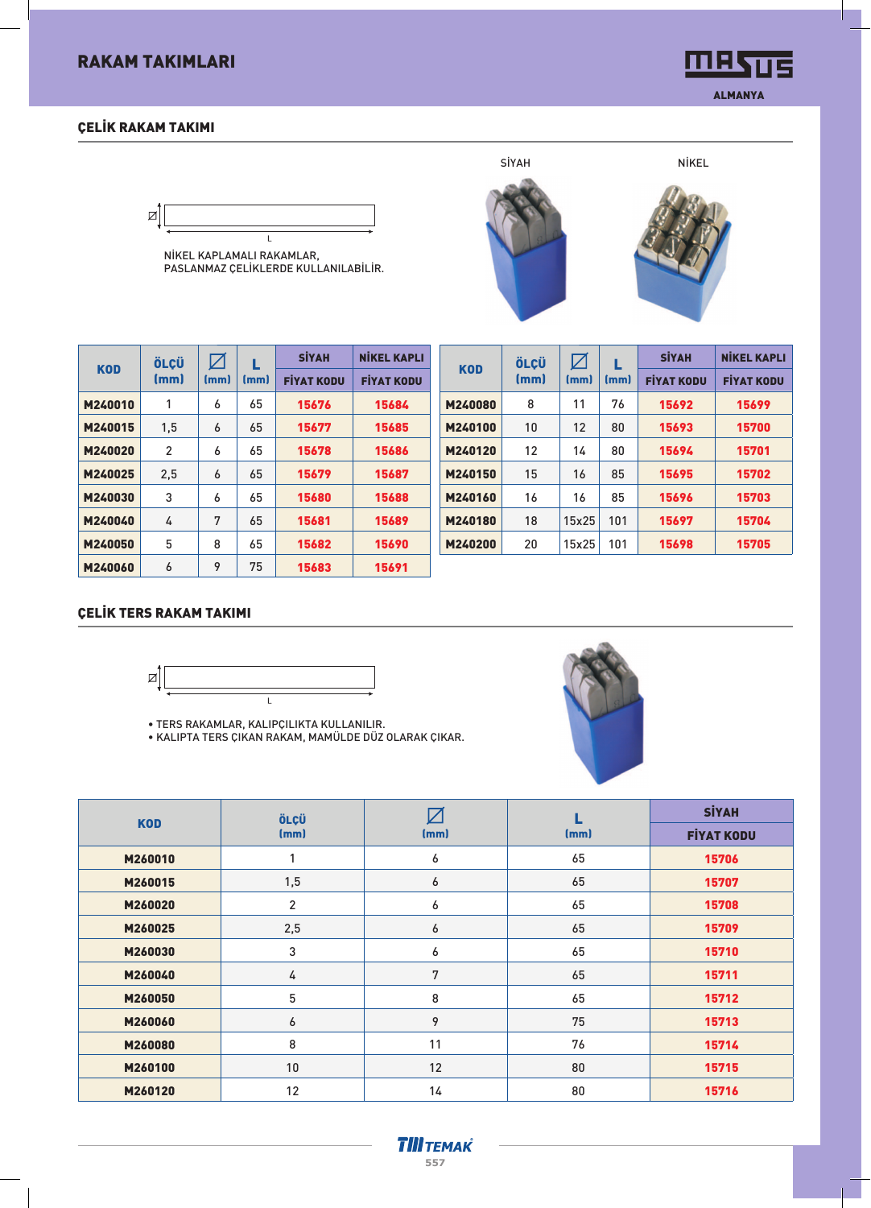# RAKAM TAKIMLARI

MASUS
ALMANYA

## ÇELİK RAKAM TAKIMI

⌀ L

NİKEL KAPLAMALI RAKAMLAR,
PASLANMAZ ÇELİKLERDE KULLANILABİLİR.

SİYAH NİKEL

| KOD | ÖLÇÜ (mm) | ⌀ (mm) | L (mm) | SİYAH FİYAT KODU | NİKEL KAPLI FİYAT KODU |
|---|---|---|---|---|---|
| M240010 | 1 | 6 | 65 | 15676 | 15684 |
| M240015 | 1,5 | 6 | 65 | 15677 | 15685 |
| M240020 | 2 | 6 | 65 | 15678 | 15686 |
| M240025 | 2,5 | 6 | 65 | 15679 | 15687 |
| M240030 | 3 | 6 | 65 | 15680 | 15688 |
| M240040 | 4 | 7 | 65 | 15681 | 15689 |
| M240050 | 5 | 8 | 65 | 15682 | 15690 |
| M240060 | 6 | 9 | 75 | 15683 | 15691 |
| M240080 | 8 | 11 | 76 | 15692 | 15699 |
| M240100 | 10 | 12 | 80 | 15693 | 15700 |
| M240120 | 12 | 14 | 80 | 15694 | 15701 |
| M240150 | 15 | 16 | 85 | 15695 | 15702 |
| M240160 | 16 | 16 | 85 | 15696 | 15703 |
| M240180 | 18 | 15x25 | 101 | 15697 | 15704 |
| M240200 | 20 | 15x25 | 101 | 15698 | 15705 |

## ÇELİK TERS RAKAM TAKIMI

⌀ L

- TERS RAKAMLAR, KALIPÇILIKTA KULLANILIR.
- KALIPTA TERS ÇIKAN RAKAM, MAMÜLDE DÜZ OLARAK ÇIKAR.

| KOD | ÖLÇÜ (mm) | ⌀ (mm) | L (mm) | SİYAH FİYAT KODU |
|---|---|---|---|---|
| M260010 | 1 | 6 | 65 | 15706 |
| M260015 | 1,5 | 6 | 65 | 15707 |
| M260020 | 2 | 6 | 65 | 15708 |
| M260025 | 2,5 | 6 | 65 | 15709 |
| M260030 | 3 | 6 | 65 | 15710 |
| M260040 | 4 | 7 | 65 | 15711 |
| M260050 | 5 | 8 | 65 | 15712 |
| M260060 | 6 | 9 | 75 | 15713 |
| M260080 | 8 | 11 | 76 | 15714 |
| M260100 | 10 | 12 | 80 | 15715 |
| M260120 | 12 | 14 | 80 | 15716 |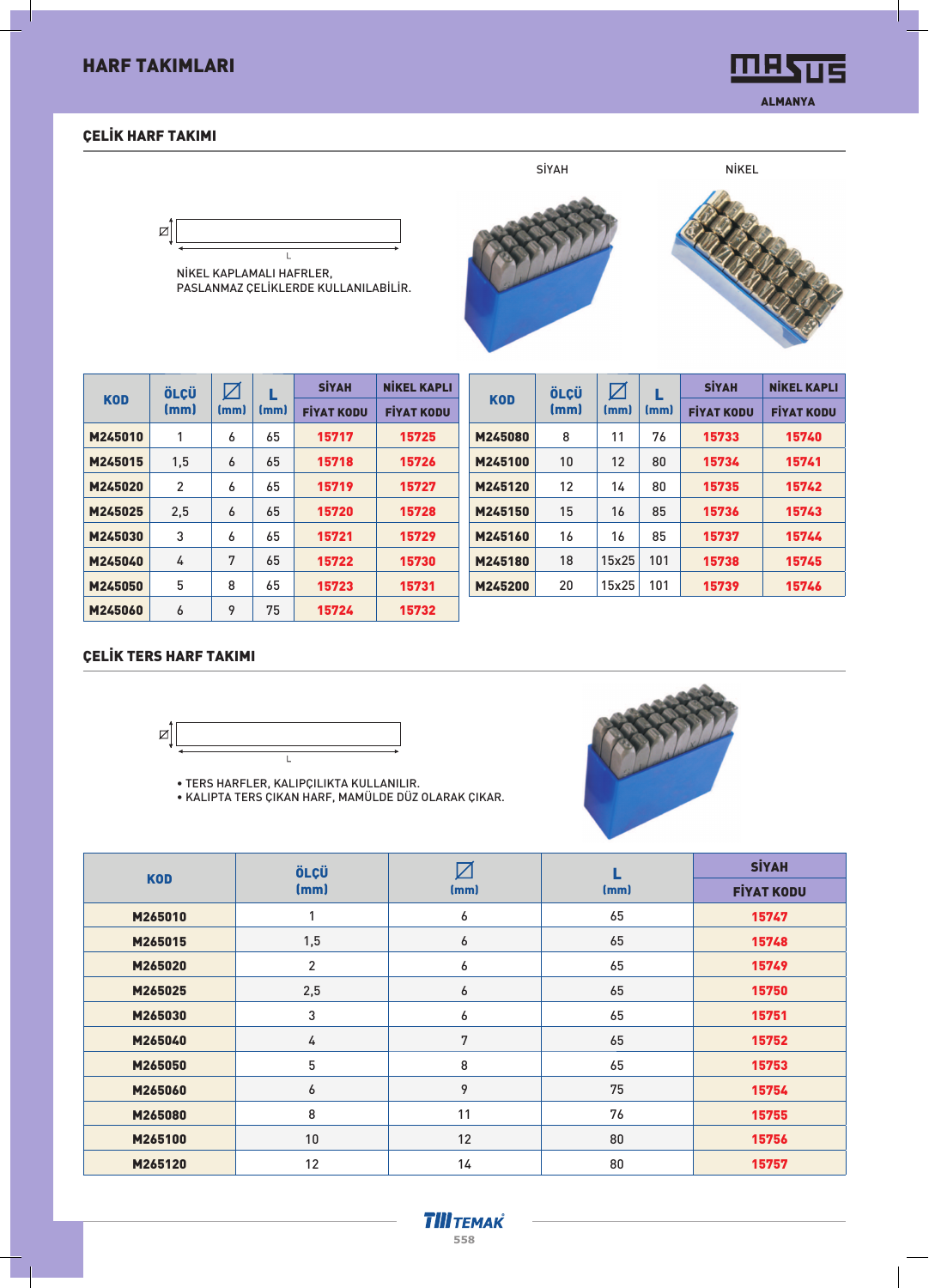# HARF TAKIMLARI

MASUS ALMANYA

## ÇELİK HARF TAKIMI

SİYAH NİKEL

NİKEL KAPLAMALI HAFRLER,
PASLANMAZ ÇELİKLERDE KULLANILABİLİR.

| KOD | ÖLÇÜ (mm) | ⌀ (mm) | L (mm) | SİYAH FİYAT KODU | NİKEL KAPLI FİYAT KODU |
|---|---|---|---|---|---|
| M245010 | 1 | 6 | 65 | 15717 | 15725 |
| M245015 | 1,5 | 6 | 65 | 15718 | 15726 |
| M245020 | 2 | 6 | 65 | 15719 | 15727 |
| M245025 | 2,5 | 6 | 65 | 15720 | 15728 |
| M245030 | 3 | 6 | 65 | 15721 | 15729 |
| M245040 | 4 | 7 | 65 | 15722 | 15730 |
| M245050 | 5 | 8 | 65 | 15723 | 15731 |
| M245060 | 6 | 9 | 75 | 15724 | 15732 |
| M245080 | 8 | 11 | 76 | 15733 | 15740 |
| M245100 | 10 | 12 | 80 | 15734 | 15741 |
| M245120 | 12 | 14 | 80 | 15735 | 15742 |
| M245150 | 15 | 16 | 85 | 15736 | 15743 |
| M245160 | 16 | 16 | 85 | 15737 | 15744 |
| M245180 | 18 | 15x25 | 101 | 15738 | 15745 |
| M245200 | 20 | 15x25 | 101 | 15739 | 15746 |

## ÇELİK TERS HARF TAKIMI

- TERS HARFLER, KALIPÇILIKTA KULLANILIR.
- KALIPTA TERS ÇIKAN HARF, MAMÜLDE DÜZ OLARAK ÇIKAR.

| KOD | ÖLÇÜ (mm) | ⌀ (mm) | L (mm) | SİYAH FİYAT KODU |
|---|---|---|---|---|
| M265010 | 1 | 6 | 65 | 15747 |
| M265015 | 1,5 | 6 | 65 | 15748 |
| M265020 | 2 | 6 | 65 | 15749 |
| M265025 | 2,5 | 6 | 65 | 15750 |
| M265030 | 3 | 6 | 65 | 15751 |
| M265040 | 4 | 7 | 65 | 15752 |
| M265050 | 5 | 8 | 65 | 15753 |
| M265060 | 6 | 9 | 75 | 15754 |
| M265080 | 8 | 11 | 76 | 15755 |
| M265100 | 10 | 12 | 80 | 15756 |
| M265120 | 12 | 14 | 80 | 15757 |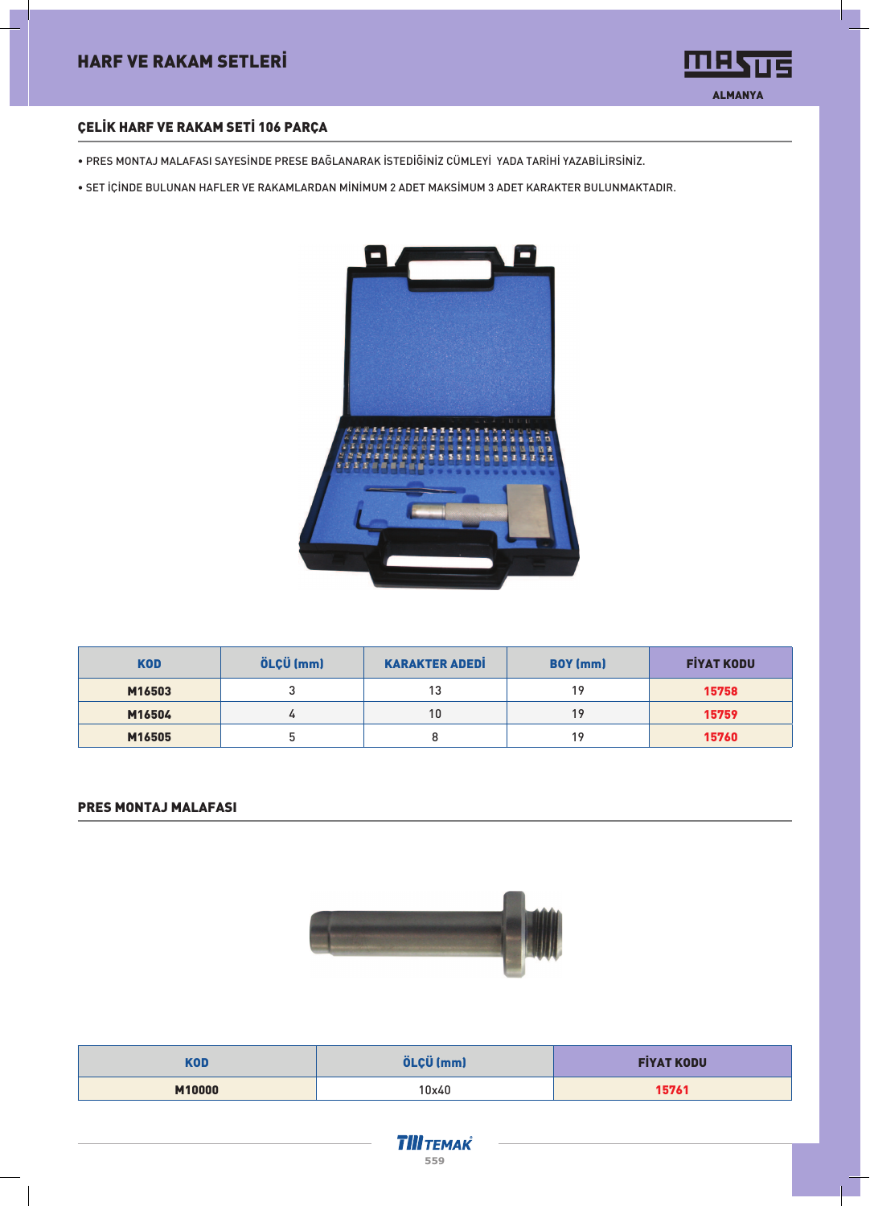# HARF VE RAKAM SETLERİ

MASUS ALMANYA

## ÇELİK HARF VE RAKAM SETİ 106 PARÇA

• PRES MONTAJ MALAFASI SAYESİNDE PRESE BAĞLANARAK İSTEDİĞİNİZ CÜMLEYİ YADA TARİHİ YAZABİLİRSİNİZ.

• SET İÇİNDE BULUNAN HAFLER VE RAKAMLARDAN MİNİMUM 2 ADET MAKSİMUM 3 ADET KARAKTER BULUNMAKTADIR.

| KOD | ÖLÇÜ (mm) | KARAKTER ADEDİ | BOY (mm) | FİYAT KODU |
|---|---|---|---|---|
| **M16503** | 3 | 13 | 19 | **15758** |
| **M16504** | 4 | 10 | 19 | **15759** |
| **M16505** | 5 | 8 | 19 | **15760** |

## PRES MONTAJ MALAFASI

| KOD | ÖLÇÜ (mm) | FİYAT KODU |
|---|---|---|
| **M10000** | 10x40 | **15761** |

TEMAK